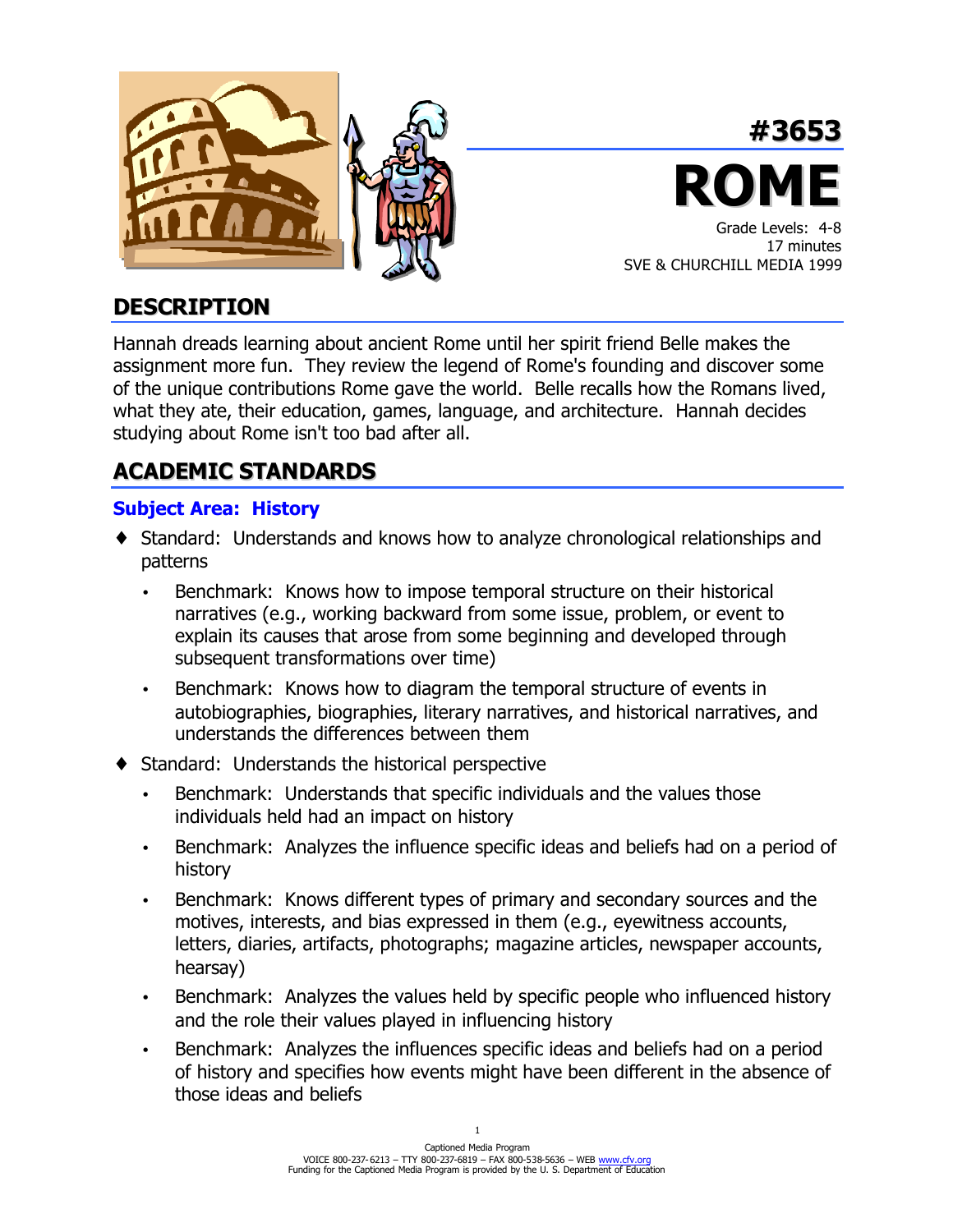# #3653

# ROME

Grade Levels: 4-8
17 minutes
SVE & CHURCHILL MEDIA 1999

## DESCRIPTION

Hannah dreads learning about ancient Rome until her spirit friend Belle makes the assignment more fun. They review the legend of Rome's founding and discover some of the unique contributions Rome gave the world. Belle recalls how the Romans lived, what they ate, their education, games, language, and architecture. Hannah decides studying about Rome isn't too bad after all.

## ACADEMIC STANDARDS

### Subject Area: History

- Standard: Understands and knows how to analyze chronological relationships and patterns
  - Benchmark: Knows how to impose temporal structure on their historical narratives (e.g., working backward from some issue, problem, or event to explain its causes that arose from some beginning and developed through subsequent transformations over time)
  - Benchmark: Knows how to diagram the temporal structure of events in autobiographies, biographies, literary narratives, and historical narratives, and understands the differences between them
- Standard: Understands the historical perspective
  - Benchmark: Understands that specific individuals and the values those individuals held had an impact on history
  - Benchmark: Analyzes the influence specific ideas and beliefs had on a period of history
  - Benchmark: Knows different types of primary and secondary sources and the motives, interests, and bias expressed in them (e.g., eyewitness accounts, letters, diaries, artifacts, photographs; magazine articles, newspaper accounts, hearsay)
  - Benchmark: Analyzes the values held by specific people who influenced history and the role their values played in influencing history
  - Benchmark: Analyzes the influences specific ideas and beliefs had on a period of history and specifies how events might have been different in the absence of those ideas and beliefs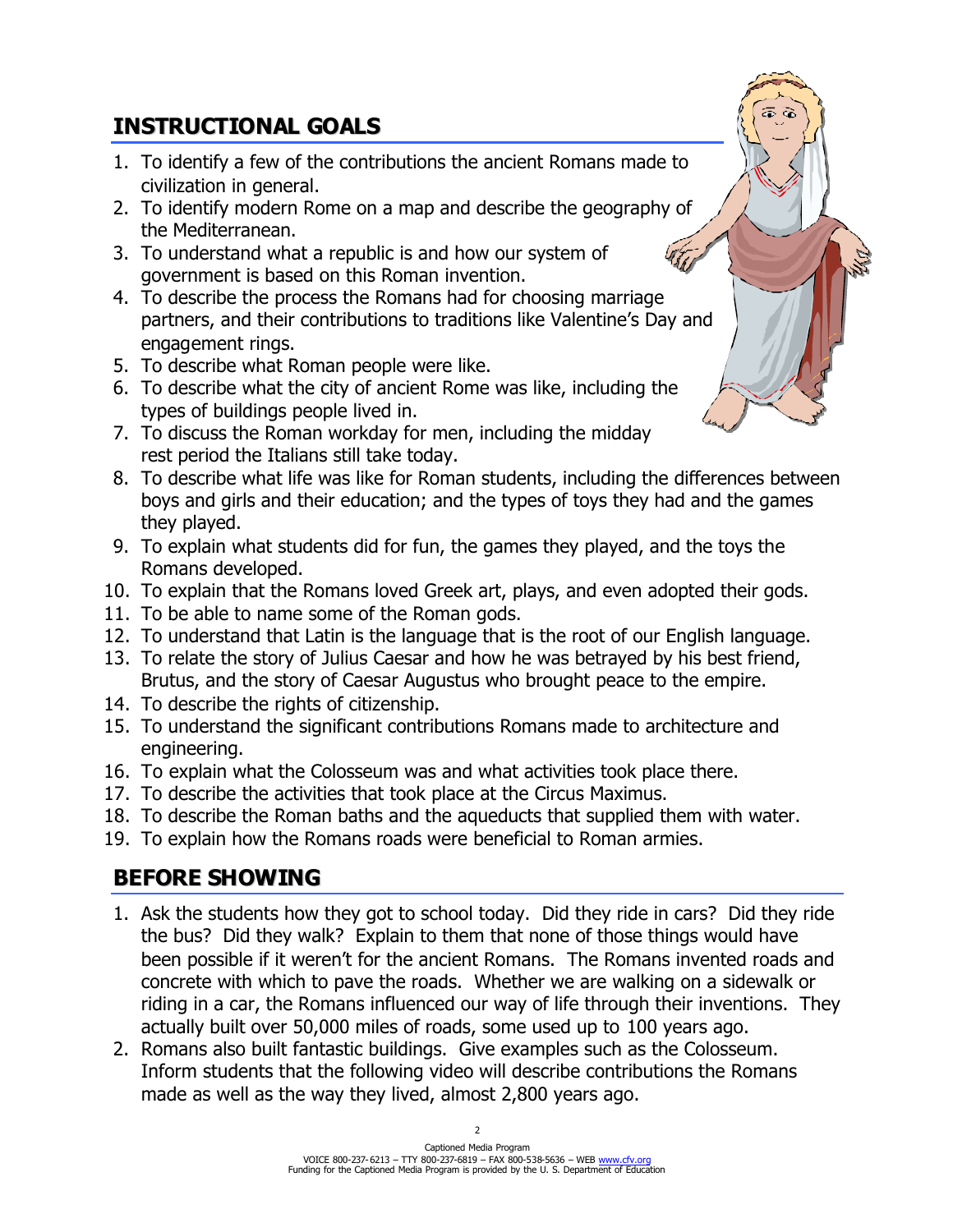## INSTRUCTIONAL GOALS

1. To identify a few of the contributions the ancient Romans made to civilization in general.
2. To identify modern Rome on a map and describe the geography of the Mediterranean.
3. To understand what a republic is and how our system of government is based on this Roman invention.
4. To describe the process the Romans had for choosing marriage partners, and their contributions to traditions like Valentine's Day and engagement rings.
5. To describe what Roman people were like.
6. To describe what the city of ancient Rome was like, including the types of buildings people lived in.
7. To discuss the Roman workday for men, including the midday rest period the Italians still take today.
8. To describe what life was like for Roman students, including the differences between boys and girls and their education; and the types of toys they had and the games they played.
9. To explain what students did for fun, the games they played, and the toys the Romans developed.
10. To explain that the Romans loved Greek art, plays, and even adopted their gods.
11. To be able to name some of the Roman gods.
12. To understand that Latin is the language that is the root of our English language.
13. To relate the story of Julius Caesar and how he was betrayed by his best friend, Brutus, and the story of Caesar Augustus who brought peace to the empire.
14. To describe the rights of citizenship.
15. To understand the significant contributions Romans made to architecture and engineering.
16. To explain what the Colosseum was and what activities took place there.
17. To describe the activities that took place at the Circus Maximus.
18. To describe the Roman baths and the aqueducts that supplied them with water.
19. To explain how the Romans roads were beneficial to Roman armies.

## BEFORE SHOWING

1. Ask the students how they got to school today. Did they ride in cars? Did they ride the bus? Did they walk? Explain to them that none of those things would have been possible if it weren't for the ancient Romans. The Romans invented roads and concrete with which to pave the roads. Whether we are walking on a sidewalk or riding in a car, the Romans influenced our way of life through their inventions. They actually built over 50,000 miles of roads, some used up to 100 years ago.
2. Romans also built fantastic buildings. Give examples such as the Colosseum. Inform students that the following video will describe contributions the Romans made as well as the way they lived, almost 2,800 years ago.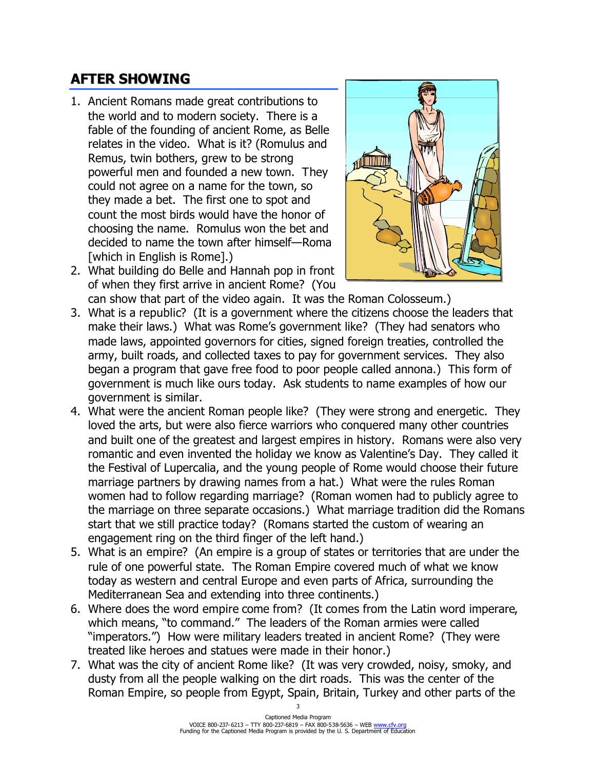## AFTER SHOWING

1. Ancient Romans made great contributions to the world and to modern society. There is a fable of the founding of ancient Rome, as Belle relates in the video. What is it? (Romulus and Remus, twin bothers, grew to be strong powerful men and founded a new town. They could not agree on a name for the town, so they made a bet. The first one to spot and count the most birds would have the honor of choosing the name. Romulus won the bet and decided to name the town after himself—Roma [which in English is Rome].)
2. What building do Belle and Hannah pop in front of when they first arrive in ancient Rome? (You can show that part of the video again. It was the Roman Colosseum.)
3. What is a republic? (It is a government where the citizens choose the leaders that make their laws.) What was Rome's government like? (They had senators who made laws, appointed governors for cities, signed foreign treaties, controlled the army, built roads, and collected taxes to pay for government services. They also began a program that gave free food to poor people called annona.) This form of government is much like ours today. Ask students to name examples of how our government is similar.
4. What were the ancient Roman people like? (They were strong and energetic. They loved the arts, but were also fierce warriors who conquered many other countries and built one of the greatest and largest empires in history. Romans were also very romantic and even invented the holiday we know as Valentine's Day. They called it the Festival of Lupercalia, and the young people of Rome would choose their future marriage partners by drawing names from a hat.) What were the rules Roman women had to follow regarding marriage? (Roman women had to publicly agree to the marriage on three separate occasions.) What marriage tradition did the Romans start that we still practice today? (Romans started the custom of wearing an engagement ring on the third finger of the left hand.)
5. What is an empire? (An empire is a group of states or territories that are under the rule of one powerful state. The Roman Empire covered much of what we know today as western and central Europe and even parts of Africa, surrounding the Mediterranean Sea and extending into three continents.)
6. Where does the word empire come from? (It comes from the Latin word imperare, which means, "to command." The leaders of the Roman armies were called "imperators.") How were military leaders treated in ancient Rome? (They were treated like heroes and statues were made in their honor.)
7. What was the city of ancient Rome like? (It was very crowded, noisy, smoky, and dusty from all the people walking on the dirt roads. This was the center of the Roman Empire, so people from Egypt, Spain, Britain, Turkey and other parts of the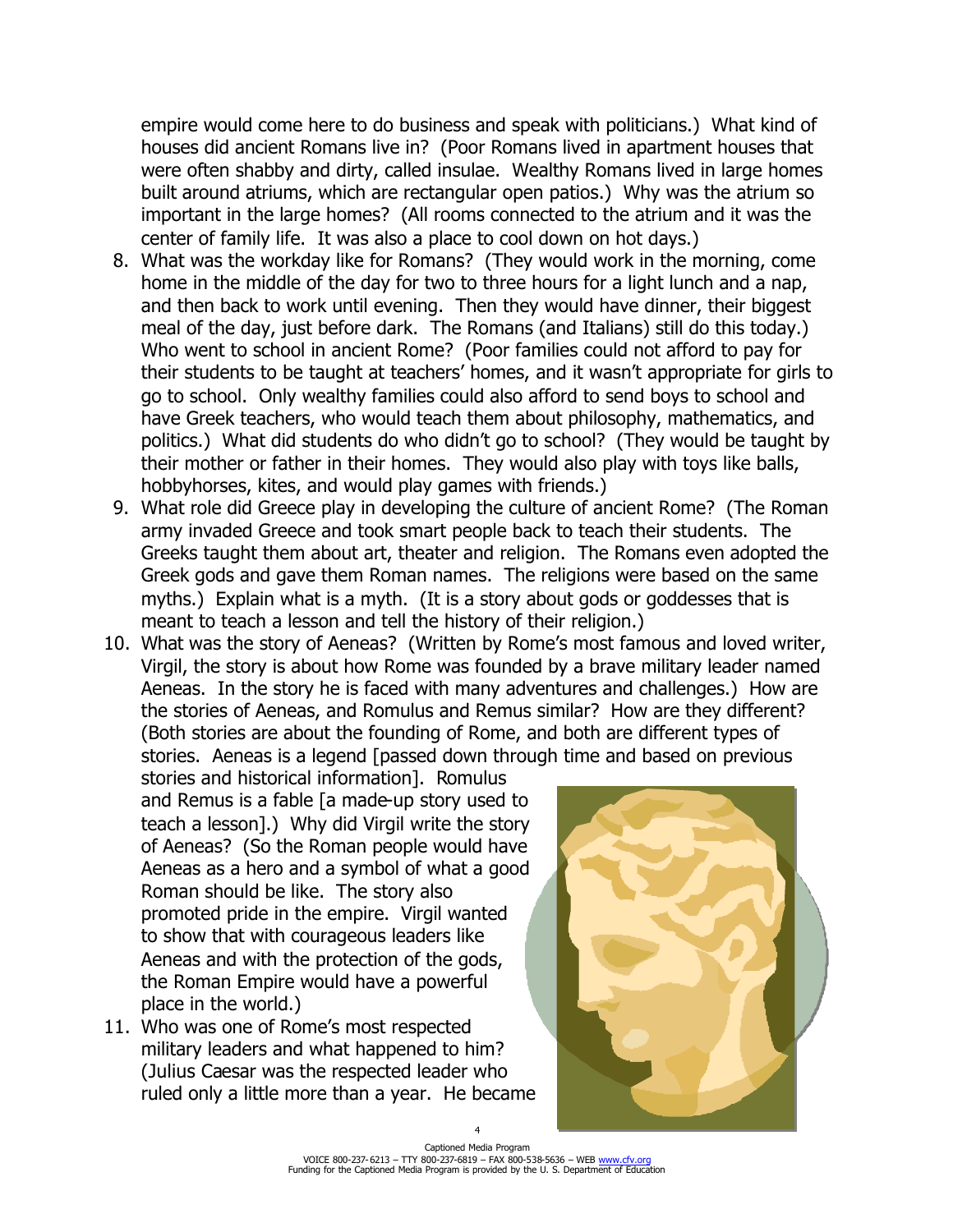empire would come here to do business and speak with politicians.) What kind of houses did ancient Romans live in? (Poor Romans lived in apartment houses that were often shabby and dirty, called insulae. Wealthy Romans lived in large homes built around atriums, which are rectangular open patios.) Why was the atrium so important in the large homes? (All rooms connected to the atrium and it was the center of family life. It was also a place to cool down on hot days.)

8. What was the workday like for Romans? (They would work in the morning, come home in the middle of the day for two to three hours for a light lunch and a nap, and then back to work until evening. Then they would have dinner, their biggest meal of the day, just before dark. The Romans (and Italians) still do this today.) Who went to school in ancient Rome? (Poor families could not afford to pay for their students to be taught at teachers' homes, and it wasn't appropriate for girls to go to school. Only wealthy families could also afford to send boys to school and have Greek teachers, who would teach them about philosophy, mathematics, and politics.) What did students do who didn't go to school? (They would be taught by their mother or father in their homes. They would also play with toys like balls, hobbyhorses, kites, and would play games with friends.)
9. What role did Greece play in developing the culture of ancient Rome? (The Roman army invaded Greece and took smart people back to teach their students. The Greeks taught them about art, theater and religion. The Romans even adopted the Greek gods and gave them Roman names. The religions were based on the same myths.) Explain what is a myth. (It is a story about gods or goddesses that is meant to teach a lesson and tell the history of their religion.)
10. What was the story of Aeneas? (Written by Rome's most famous and loved writer, Virgil, the story is about how Rome was founded by a brave military leader named Aeneas. In the story he is faced with many adventures and challenges.) How are the stories of Aeneas, and Romulus and Remus similar? How are they different? (Both stories are about the founding of Rome, and both are different types of stories. Aeneas is a legend [passed down through time and based on previous stories and historical information]. Romulus and Remus is a fable [a made-up story used to teach a lesson].) Why did Virgil write the story of Aeneas? (So the Roman people would have Aeneas as a hero and a symbol of what a good Roman should be like. The story also promoted pride in the empire. Virgil wanted to show that with courageous leaders like Aeneas and with the protection of the gods, the Roman Empire would have a powerful place in the world.)
11. Who was one of Rome's most respected military leaders and what happened to him? (Julius Caesar was the respected leader who ruled only a little more than a year. He became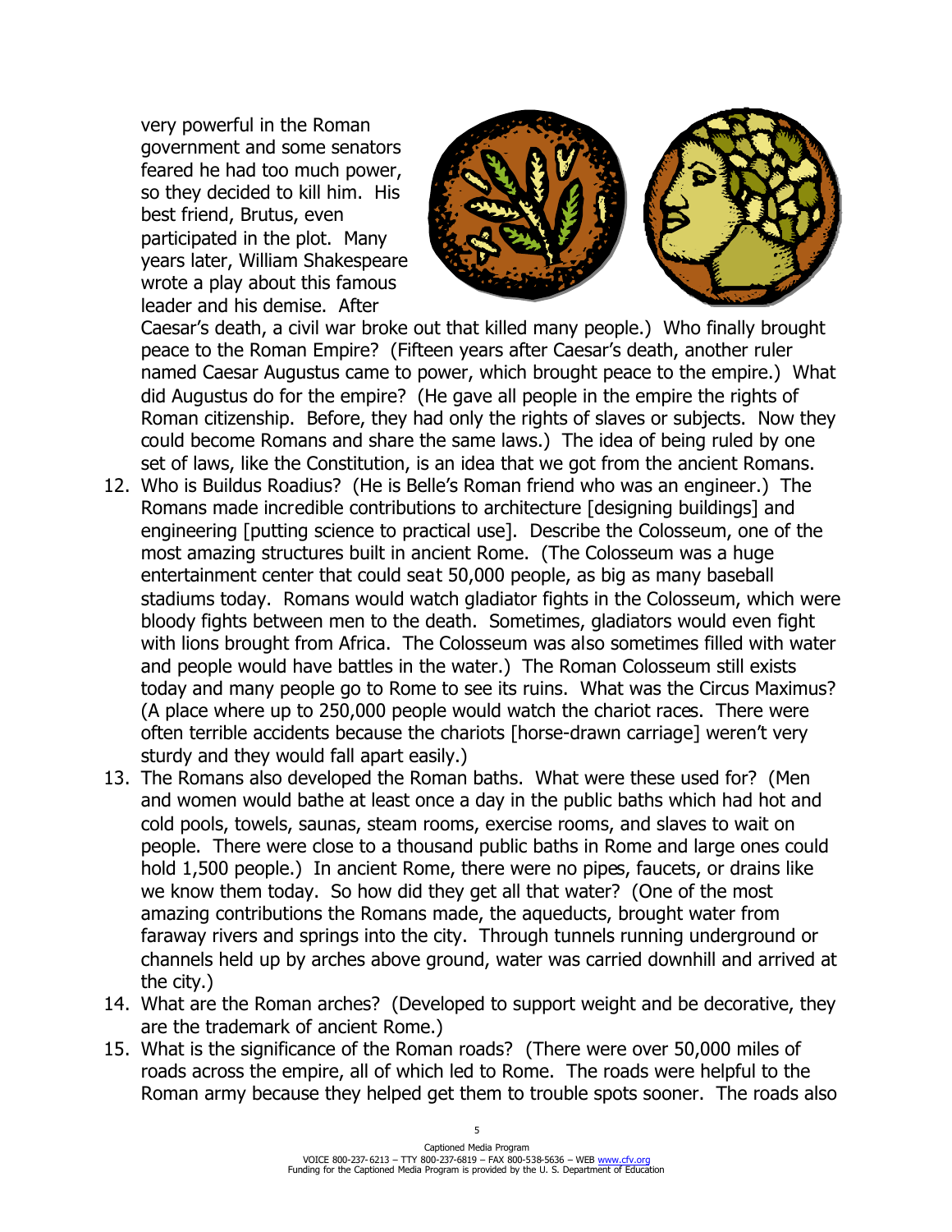very powerful in the Roman government and some senators feared he had too much power, so they decided to kill him. His best friend, Brutus, even participated in the plot. Many years later, William Shakespeare wrote a play about this famous leader and his demise. After Caesar's death, a civil war broke out that killed many people.) Who finally brought peace to the Roman Empire? (Fifteen years after Caesar's death, another ruler named Caesar Augustus came to power, which brought peace to the empire.) What did Augustus do for the empire? (He gave all people in the empire the rights of Roman citizenship. Before, they had only the rights of slaves or subjects. Now they could become Romans and share the same laws.) The idea of being ruled by one set of laws, like the Constitution, is an idea that we got from the ancient Romans.

12. Who is Buildus Roadius? (He is Belle's Roman friend who was an engineer.) The Romans made incredible contributions to architecture [designing buildings] and engineering [putting science to practical use]. Describe the Colosseum, one of the most amazing structures built in ancient Rome. (The Colosseum was a huge entertainment center that could seat 50,000 people, as big as many baseball stadiums today. Romans would watch gladiator fights in the Colosseum, which were bloody fights between men to the death. Sometimes, gladiators would even fight with lions brought from Africa. The Colosseum was also sometimes filled with water and people would have battles in the water.) The Roman Colosseum still exists today and many people go to Rome to see its ruins. What was the Circus Maximus? (A place where up to 250,000 people would watch the chariot races. There were often terrible accidents because the chariots [horse-drawn carriage] weren't very sturdy and they would fall apart easily.)
13. The Romans also developed the Roman baths. What were these used for? (Men and women would bathe at least once a day in the public baths which had hot and cold pools, towels, saunas, steam rooms, exercise rooms, and slaves to wait on people. There were close to a thousand public baths in Rome and large ones could hold 1,500 people.) In ancient Rome, there were no pipes, faucets, or drains like we know them today. So how did they get all that water? (One of the most amazing contributions the Romans made, the aqueducts, brought water from faraway rivers and springs into the city. Through tunnels running underground or channels held up by arches above ground, water was carried downhill and arrived at the city.)
14. What are the Roman arches? (Developed to support weight and be decorative, they are the trademark of ancient Rome.)
15. What is the significance of the Roman roads? (There were over 50,000 miles of roads across the empire, all of which led to Rome. The roads were helpful to the Roman army because they helped get them to trouble spots sooner. The roads also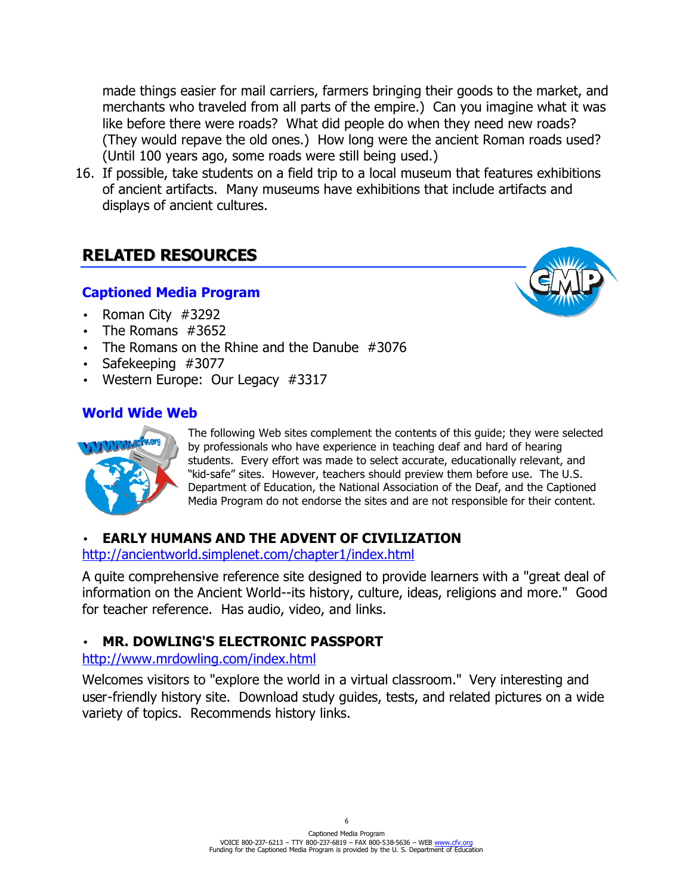made things easier for mail carriers, farmers bringing their goods to the market, and merchants who traveled from all parts of the empire.) Can you imagine what it was like before there were roads? What did people do when they need new roads? (They would repave the old ones.) How long were the ancient Roman roads used? (Until 100 years ago, some roads were still being used.)

16. If possible, take students on a field trip to a local museum that features exhibitions of ancient artifacts. Many museums have exhibitions that include artifacts and displays of ancient cultures.

## RELATED RESOURCES

### Captioned Media Program

- Roman City #3292
- The Romans #3652
- The Romans on the Rhine and the Danube #3076
- Safekeeping #3077
- Western Europe: Our Legacy #3317

### World Wide Web

The following Web sites complement the contents of this guide; they were selected by professionals who have experience in teaching deaf and hard of hearing students. Every effort was made to select accurate, educationally relevant, and "kid-safe" sites. However, teachers should preview them before use. The U.S. Department of Education, the National Association of the Deaf, and the Captioned Media Program do not endorse the sites and are not responsible for their content.

- **EARLY HUMANS AND THE ADVENT OF CIVILIZATION**

http://ancientworld.simplenet.com/chapter1/index.html

A quite comprehensive reference site designed to provide learners with a "great deal of information on the Ancient World--its history, culture, ideas, religions and more." Good for teacher reference. Has audio, video, and links.

- **MR. DOWLING'S ELECTRONIC PASSPORT**

http://www.mrdowling.com/index.html

Welcomes visitors to "explore the world in a virtual classroom." Very interesting and user-friendly history site. Download study guides, tests, and related pictures on a wide variety of topics. Recommends history links.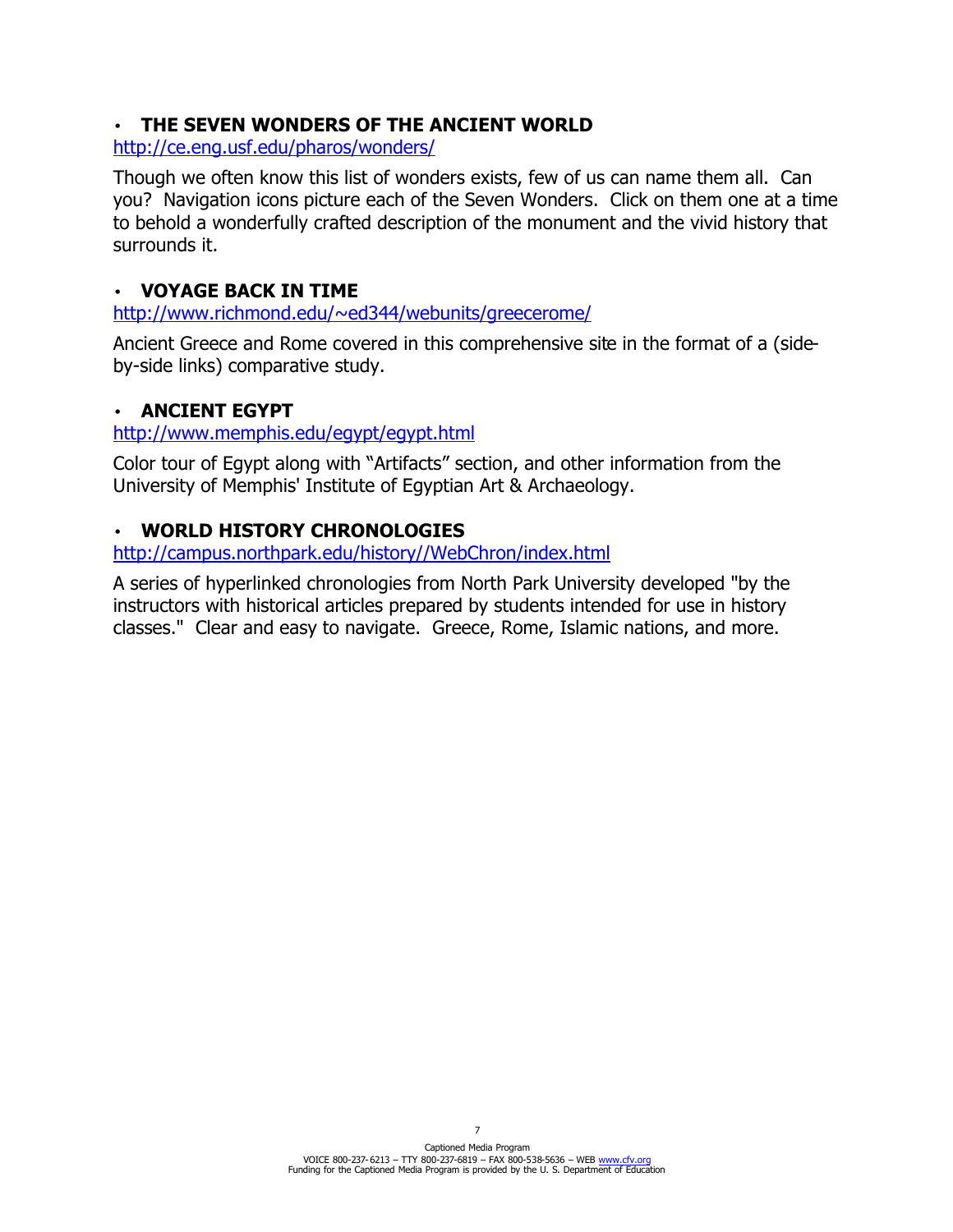- **THE SEVEN WONDERS OF THE ANCIENT WORLD**

http://ce.eng.usf.edu/pharos/wonders/

Though we often know this list of wonders exists, few of us can name them all. Can you? Navigation icons picture each of the Seven Wonders. Click on them one at a time to behold a wonderfully crafted description of the monument and the vivid history that surrounds it.

- **VOYAGE BACK IN TIME**

http://www.richmond.edu/~ed344/webunits/greecerome/

Ancient Greece and Rome covered in this comprehensive site in the format of a (side-by-side links) comparative study.

- **ANCIENT EGYPT**

http://www.memphis.edu/egypt/egypt.html

Color tour of Egypt along with "Artifacts" section, and other information from the University of Memphis' Institute of Egyptian Art & Archaeology.

- **WORLD HISTORY CHRONOLOGIES**

http://campus.northpark.edu/history//WebChron/index.html

A series of hyperlinked chronologies from North Park University developed "by the instructors with historical articles prepared by students intended for use in history classes." Clear and easy to navigate. Greece, Rome, Islamic nations, and more.

Captioned Media Program
VOICE 800-237-6213 – TTY 800-237-6819 – FAX 800-538-5636 – WEB www.cfv.org
Funding for the Captioned Media Program is provided by the U. S. Department of Education